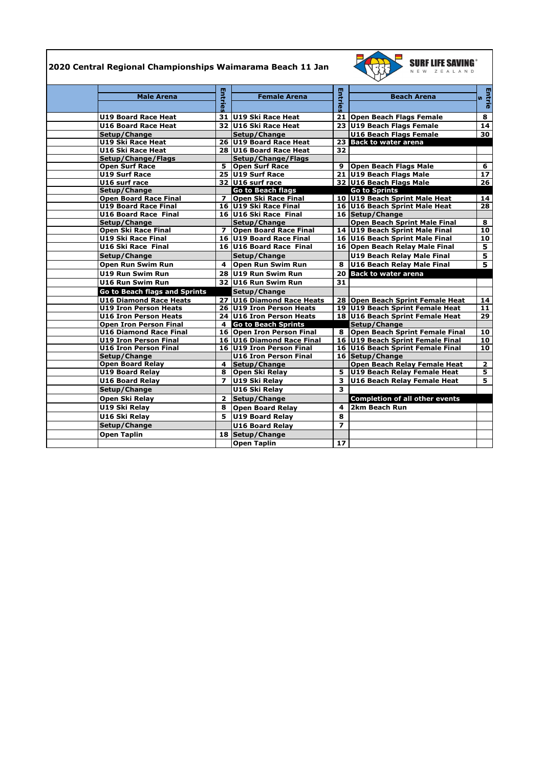# 2020 Central Regional Championships Waimarama Beach 11 Jan

SURF LIFE SAVING NEW ZEALAND

| | Male Arena | Entries | Female Arena | Entries | Beach Arena | Entries |
|---|---|---|---|---|---|---|
| | U19 Board Race Heat | 31 | U19 Ski Race Heat | 21 | Open Beach Flags Female | 8 |
| | U16 Board Race Heat | 32 | U16 Ski Race Heat | 23 | U19 Beach Flags Female | 14 |
| | Setup/Change | | Setup/Change | | U16 Beach Flags Female | 30 |
| | U19 Ski Race Heat | 26 | U19 Board Race Heat | 23 | Back to water arena | |
| | U16 Ski Race Heat | 28 | U16 Board Race Heat | 32 | | |
| | Setup/Change/Flags | | Setup/Change/Flags | | | |
| | Open Surf Race | 5 | Open Surf Race | 9 | Open Beach Flags Male | 6 |
| | U19 Surf Race | 25 | U19 Surf Race | 21 | U19 Beach Flags Male | 17 |
| | U16 surf race | 32 | U16 surf race | 32 | U16 Beach Flags Male | 26 |
| | Setup/Change | | Go to Beach flags | | Go to Sprints | |
| | Open Board Race Final | 7 | Open Ski Race Final | 10 | U19 Beach Sprint Male Heat | 14 |
| | U19 Board Race Final | 16 | U19 Ski Race Final | 16 | U16 Beach Sprint Male Heat | 28 |
| | U16 Board Race Final | 16 | U16 Ski Race Final | 16 | Setup/Change | |
| | Setup/Change | | Setup/Change | | Open Beach Sprint Male Final | 8 |
| | Open Ski Race Final | 7 | Open Board Race Final | 14 | U19 Beach Sprint Male Final | 10 |
| | U19 Ski Race Final | 16 | U19 Board Race Final | 16 | U16 Beach Sprint Male Final | 10 |
| | U16 Ski Race Final | 16 | U16 Board Race Final | 16 | Open Beach Relay Male Final | 5 |
| | Setup/Change | | Setup/Change | | U19 Beach Relay Male Final | 5 |
| | Open Run Swim Run | 4 | Open Run Swim Run | 8 | U16 Beach Relay Male Final | 5 |
| | U19 Run Swim Run | 28 | U19 Run Swim Run | 20 | Back to water arena | |
| | U16 Run Swim Run | 32 | U16 Run Swim Run | 31 | | |
| | Go to Beach flags and Sprints | | Setup/Change | | | |
| | U16 Diamond Race Heats | 27 | U16 Diamond Race Heats | 28 | Open Beach Sprint Female Heat | 14 |
| | U19 Iron Person Heats | 26 | U19 Iron Person Heats | 19 | U19 Beach Sprint Female Heat | 11 |
| | U16 Iron Person Heats | 24 | U16 Iron Person Heats | 18 | U16 Beach Sprint Female Heat | 29 |
| | Open Iron Person Final | 4 | Go to Beach Sprints | | Setup/Change | |
| | U16 Diamond Race Final | 16 | Open Iron Person Final | 8 | Open Beach Sprint Female Final | 10 |
| | U19 Iron Person Final | 16 | U16 Diamond Race Final | 16 | U19 Beach Sprint Female Final | 10 |
| | U16 Iron Person Final | 16 | U19 Iron Person Final | 16 | U16 Beach Sprint Female Final | 10 |
| | Setup/Change | | U16 Iron Person Final | 16 | Setup/Change | |
| | Open Board Relay | 4 | Setup/Change | | Open Beach Relay Female Heat | 2 |
| | U19 Board Relay | 8 | Open Ski Relay | 5 | U19 Beach Relay Female Heat | 5 |
| | U16 Board Relay | 7 | U19 Ski Relay | 3 | U16 Beach Relay Female Heat | 5 |
| | Setup/Change | | U16 Ski Relay | 3 | | |
| | Open Ski Relay | 2 | Setup/Change | | Completion of all other events | |
| | U19 Ski Relay | 8 | Open Board Relay | 4 | 2km Beach Run | |
| | U16 Ski Relay | 5 | U19 Board Relay | 8 | | |
| | Setup/Change | | U16 Board Relay | 7 | | |
| | Open Taplin | 18 | Setup/Change | | | |
| | | | Open Taplin | 17 | | |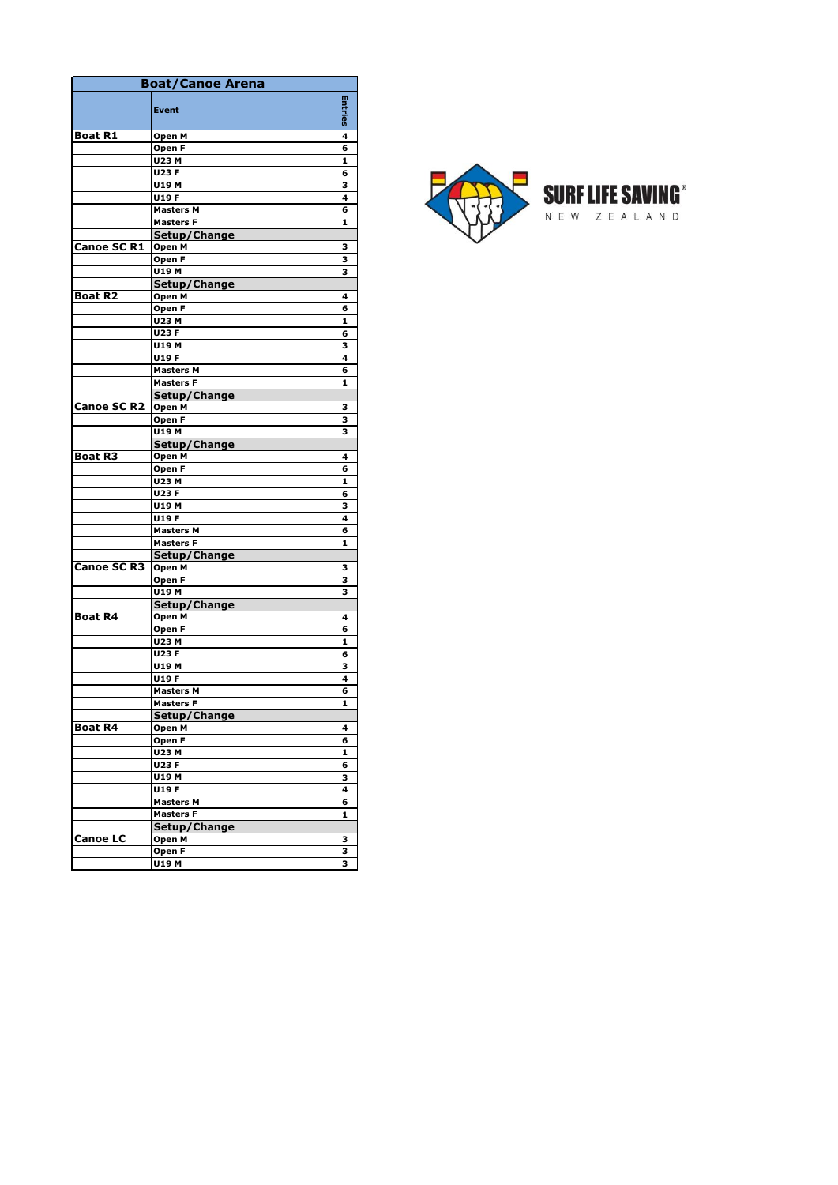| Boat/Canoe Arena | | |
|---|---|---|
| | Event | Entries |
| Boat R1 | Open M | 4 |
| | Open F | 6 |
| | U23 M | 1 |
| | U23 F | 6 |
| | U19 M | 3 |
| | U19 F | 4 |
| | Masters M | 6 |
| | Masters F | 1 |
| | Setup/Change | |
| Canoe SC R1 | Open M | 3 |
| | Open F | 3 |
| | U19 M | 3 |
| | Setup/Change | |
| Boat R2 | Open M | 4 |
| | Open F | 6 |
| | U23 M | 1 |
| | U23 F | 6 |
| | U19 M | 3 |
| | U19 F | 4 |
| | Masters M | 6 |
| | Masters F | 1 |
| | Setup/Change | |
| Canoe SC R2 | Open M | 3 |
| | Open F | 3 |
| | U19 M | 3 |
| | Setup/Change | |
| Boat R3 | Open M | 4 |
| | Open F | 6 |
| | U23 M | 1 |
| | U23 F | 6 |
| | U19 M | 3 |
| | U19 F | 4 |
| | Masters M | 6 |
| | Masters F | 1 |
| | Setup/Change | |
| Canoe SC R3 | Open M | 3 |
| | Open F | 3 |
| | U19 M | 3 |
| | Setup/Change | |
| Boat R4 | Open M | 4 |
| | Open F | 6 |
| | U23 M | 1 |
| | U23 F | 6 |
| | U19 M | 3 |
| | U19 F | 4 |
| | Masters M | 6 |
| | Masters F | 1 |
| | Setup/Change | |
| Boat R4 | Open M | 4 |
| | Open F | 6 |
| | U23 M | 1 |
| | U23 F | 6 |
| | U19 M | 3 |
| | U19 F | 4 |
| | Masters M | 6 |
| | Masters F | 1 |
| | Setup/Change | |
| Canoe LC | Open M | 3 |
| | Open F | 3 |
| | U19 M | 3 |

SURF LIFE SAVING®
NEW ZEALAND